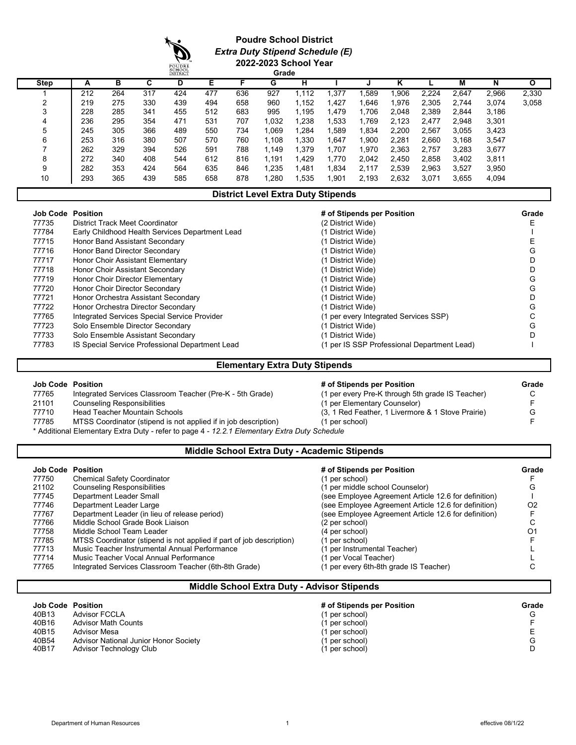# Poudre School District

## *Extra Duty Stipend Schedule (E)*

## 2022-2023 School Year

| Step | A | B | C | D | E | F | G | H | I | J | K | L | M | N | O |
|---|---|---|---|---|---|---|---|---|---|---|---|---|---|---|---|
| | | | | | | | Grade | | | | | | | | |
| 1 | 212 | 264 | 317 | 424 | 477 | 636 | 927 | 1,112 | 1,377 | 1,589 | 1,906 | 2,224 | 2,647 | 2,966 | 2,330 |
| 2 | 219 | 275 | 330 | 439 | 494 | 658 | 960 | 1,152 | 1,427 | 1,646 | 1,976 | 2,305 | 2,744 | 3,074 | 3,058 |
| 3 | 228 | 285 | 341 | 455 | 512 | 683 | 995 | 1,195 | 1,479 | 1,706 | 2,048 | 2,389 | 2,844 | 3,186 | |
| 4 | 236 | 295 | 354 | 471 | 531 | 707 | 1,032 | 1,238 | 1,533 | 1,769 | 2,123 | 2,477 | 2,948 | 3,301 | |
| 5 | 245 | 305 | 366 | 489 | 550 | 734 | 1,069 | 1,284 | 1,589 | 1,834 | 2,200 | 2,567 | 3,055 | 3,423 | |
| 6 | 253 | 316 | 380 | 507 | 570 | 760 | 1,108 | 1,330 | 1,647 | 1,900 | 2,281 | 2,660 | 3,168 | 3,547 | |
| 7 | 262 | 329 | 394 | 526 | 591 | 788 | 1,149 | 1,379 | 1,707 | 1,970 | 2,363 | 2,757 | 3,283 | 3,677 | |
| 8 | 272 | 340 | 408 | 544 | 612 | 816 | 1,191 | 1,429 | 1,770 | 2,042 | 2,450 | 2,858 | 3,402 | 3,811 | |
| 9 | 282 | 353 | 424 | 564 | 635 | 846 | 1,235 | 1,481 | 1,834 | 2,117 | 2,539 | 2,963 | 3,527 | 3,950 | |
| 10 | 293 | 365 | 439 | 585 | 658 | 878 | 1,280 | 1,535 | 1,901 | 2,193 | 2,632 | 3,071 | 3,655 | 4,094 | |

## District Level Extra Duty Stipends

| Job Code | Position | # of Stipends per Position | Grade |
|---|---|---|---|
| 77735 | District Track Meet Coordinator | (2 District Wide) | E |
| 77784 | Early Childhood Health Services Department Lead | (1 District Wide) | I |
| 77715 | Honor Band Assistant Secondary | (1 District Wide) | E |
| 77716 | Honor Band Director Secondary | (1 District Wide) | G |
| 77717 | Honor Choir Assistant Elementary | (1 District Wide) | D |
| 77718 | Honor Choir Assistant Secondary | (1 District Wide) | D |
| 77719 | Honor Choir Director Elementary | (1 District Wide) | G |
| 77720 | Honor Choir Director Secondary | (1 District Wide) | G |
| 77721 | Honor Orchestra Assistant Secondary | (1 District Wide) | D |
| 77722 | Honor Orchestra Director Secondary | (1 District Wide) | G |
| 77765 | Integrated Services Special Service Provider | (1 per every Integrated Services SSP) | C |
| 77723 | Solo Ensemble Director Secondary | (1 District Wide) | G |
| 77733 | Solo Ensemble Assistant Secondary | (1 District Wide) | D |
| 77783 | IS Special Service Professional Department Lead | (1 per IS SSP Professional Department Lead) | I |

## Elementary Extra Duty Stipends

| Job Code | Position | # of Stipends per Position | Grade |
|---|---|---|---|
| 77765 | Integrated Services Classroom Teacher (Pre-K - 5th Grade) | (1 per every Pre-K through 5th grade IS Teacher) | C |
| 21101 | Counseling Responsibilities | (1 per Elementary Counselor) | F |
| 77710 | Head Teacher Mountain Schools | (3, 1 Red Feather, 1 Livermore & 1 Stove Prairie) | G |
| 77785 | MTSS Coordinator (stipend is not applied if in job description) | (1 per school) | F |

* Additional Elementary Extra Duty - refer to page 4 - *12.2.1 Elementary Extra Duty Schedule*

## Middle School Extra Duty - Academic Stipends

| Job Code | Position | # of Stipends per Position | Grade |
|---|---|---|---|
| 77750 | Chemical Safety Coordinator | (1 per school) | F |
| 21102 | Counseling Responsibilities | (1 per middle school Counselor) | G |
| 77745 | Department Leader Small | (see Employee Agreement Article 12.6 for definition) | I |
| 77746 | Department Leader Large | (see Employee Agreement Article 12.6 for definition) | O2 |
| 77767 | Department Leader (in lieu of release period) | (see Employee Agreement Article 12.6 for definition) | F |
| 77766 | Middle School Grade Book Liaison | (2 per school) | C |
| 77758 | Middle School Team Leader | (4 per school) | O1 |
| 77785 | MTSS Coordinator (stipend is not applied if part of job description) | (1 per school) | F |
| 77713 | Music Teacher Instrumental Annual Performance | (1 per Instrumental Teacher) | L |
| 77714 | Music Teacher Vocal Annual Performance | (1 per Vocal Teacher) | L |
| 77765 | Integrated Services Classroom Teacher (6th-8th Grade) | (1 per every 6th-8th grade IS Teacher) | C |

## Middle School Extra Duty - Advisor Stipends

| Job Code | Position | # of Stipends per Position | Grade |
|---|---|---|---|
| 40B13 | Advisor FCCLA | (1 per school) | G |
| 40B16 | Advisor Math Counts | (1 per school) | F |
| 40B15 | Advisor Mesa | (1 per school) | E |
| 40B54 | Advisor National Junior Honor Society | (1 per school) | G |
| 40B17 | Advisor Technology Club | (1 per school) | D |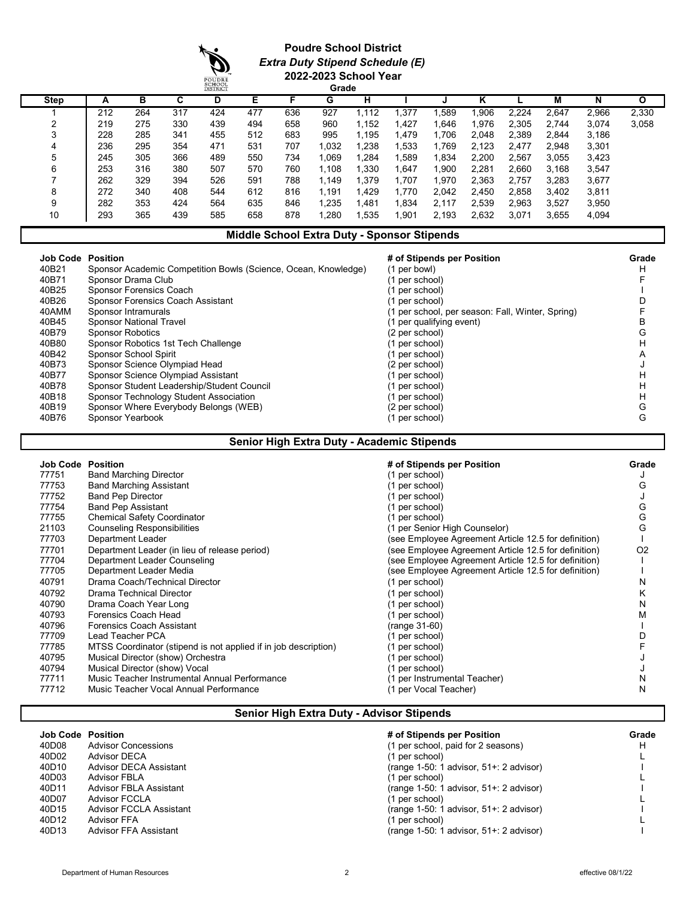# Poudre School District

## *Extra Duty Stipend Schedule (E)*

## 2022-2023 School Year

| Step | A | B | C | D | E | F | G | H | I | J | K | L | M | N | O |
|---|---|---|---|---|---|---|---|---|---|---|---|---|---|---|---|
| | Grade | | | | | | | | | | | | | | |
| 1 | 212 | 264 | 317 | 424 | 477 | 636 | 927 | 1,112 | 1,377 | 1,589 | 1,906 | 2,224 | 2,647 | 2,966 | 2,330 |
| 2 | 219 | 275 | 330 | 439 | 494 | 658 | 960 | 1,152 | 1,427 | 1,646 | 1,976 | 2,305 | 2,744 | 3,074 | 3,058 |
| 3 | 228 | 285 | 341 | 455 | 512 | 683 | 995 | 1,195 | 1,479 | 1,706 | 2,048 | 2,389 | 2,844 | 3,186 | |
| 4 | 236 | 295 | 354 | 471 | 531 | 707 | 1,032 | 1,238 | 1,533 | 1,769 | 2,123 | 2,477 | 2,948 | 3,301 | |
| 5 | 245 | 305 | 366 | 489 | 550 | 734 | 1,069 | 1,284 | 1,589 | 1,834 | 2,200 | 2,567 | 3,055 | 3,423 | |
| 6 | 253 | 316 | 380 | 507 | 570 | 760 | 1,108 | 1,330 | 1,647 | 1,900 | 2,281 | 2,660 | 3,168 | 3,547 | |
| 7 | 262 | 329 | 394 | 526 | 591 | 788 | 1,149 | 1,379 | 1,707 | 1,970 | 2,363 | 2,757 | 3,283 | 3,677 | |
| 8 | 272 | 340 | 408 | 544 | 612 | 816 | 1,191 | 1,429 | 1,770 | 2,042 | 2,450 | 2,858 | 3,402 | 3,811 | |
| 9 | 282 | 353 | 424 | 564 | 635 | 846 | 1,235 | 1,481 | 1,834 | 2,117 | 2,539 | 2,963 | 3,527 | 3,950 | |
| 10 | 293 | 365 | 439 | 585 | 658 | 878 | 1,280 | 1,535 | 1,901 | 2,193 | 2,632 | 3,071 | 3,655 | 4,094 | |

## Middle School Extra Duty - Sponsor Stipends

| Job Code | Position | # of Stipends per Position | Grade |
|---|---|---|---|
| 40B21 | Sponsor Academic Competition Bowls (Science, Ocean, Knowledge) | (1 per bowl) | H |
| 40B71 | Sponsor Drama Club | (1 per school) | F |
| 40B25 | Sponsor Forensics Coach | (1 per school) | I |
| 40B26 | Sponsor Forensics Coach Assistant | (1 per school) | D |
| 40AMM | Sponsor Intramurals | (1 per school, per season: Fall, Winter, Spring) | F |
| 40B45 | Sponsor National Travel | (1 per qualifying event) | B |
| 40B79 | Sponsor Robotics | (2 per school) | G |
| 40B80 | Sponsor Robotics 1st Tech Challenge | (1 per school) | H |
| 40B42 | Sponsor School Spirit | (1 per school) | A |
| 40B73 | Sponsor Science Olympiad Head | (2 per school) | J |
| 40B77 | Sponsor Science Olympiad Assistant | (1 per school) | H |
| 40B78 | Sponsor Student Leadership/Student Council | (1 per school) | H |
| 40B18 | Sponsor Technology Student Association | (1 per school) | H |
| 40B19 | Sponsor Where Everybody Belongs (WEB) | (2 per school) | G |
| 40B76 | Sponsor Yearbook | (1 per school) | G |

## Senior High Extra Duty - Academic Stipends

| Job Code | Position | # of Stipends per Position | Grade |
|---|---|---|---|
| 77751 | Band Marching Director | (1 per school) | J |
| 77753 | Band Marching Assistant | (1 per school) | G |
| 77752 | Band Pep Director | (1 per school) | J |
| 77754 | Band Pep Assistant | (1 per school) | G |
| 77755 | Chemical Safety Coordinator | (1 per school) | G |
| 21103 | Counseling Responsibilities | (1 per Senior High Counselor) | G |
| 77703 | Department Leader | (see Employee Agreement Article 12.5 for definition) | I |
| 77701 | Department Leader (in lieu of release period) | (see Employee Agreement Article 12.5 for definition) | O2 |
| 77704 | Department Leader Counseling | (see Employee Agreement Article 12.5 for definition) | I |
| 77705 | Department Leader Media | (see Employee Agreement Article 12.5 for definition) | I |
| 40791 | Drama Coach/Technical Director | (1 per school) | N |
| 40792 | Drama Technical Director | (1 per school) | K |
| 40790 | Drama Coach Year Long | (1 per school) | N |
| 40793 | Forensics Coach Head | (1 per school) | M |
| 40796 | Forensics Coach Assistant | (range 31-60) | I |
| 77709 | Lead Teacher PCA | (1 per school) | D |
| 77785 | MTSS Coordinator (stipend is not applied if in job description) | (1 per school) | F |
| 40795 | Musical Director (show) Orchestra | (1 per school) | J |
| 40794 | Musical Director (show) Vocal | (1 per school) | J |
| 77711 | Music Teacher Instrumental Annual Performance | (1 per Instrumental Teacher) | N |
| 77712 | Music Teacher Vocal Annual Performance | (1 per Vocal Teacher) | N |

## Senior High Extra Duty - Advisor Stipends

| Job Code | Position | # of Stipends per Position | Grade |
|---|---|---|---|
| 40D08 | Advisor Concessions | (1 per school, paid for 2 seasons) | H |
| 40D02 | Advisor DECA | (1 per school) | L |
| 40D10 | Advisor DECA Assistant | (range 1-50: 1 advisor, 51+: 2 advisor) | I |
| 40D03 | Advisor FBLA | (1 per school) | L |
| 40D11 | Advisor FBLA Assistant | (range 1-50: 1 advisor, 51+: 2 advisor) | I |
| 40D07 | Advisor FCCLA | (1 per school) | L |
| 40D15 | Advisor FCCLA Assistant | (range 1-50: 1 advisor, 51+: 2 advisor) | I |
| 40D12 | Advisor FFA | (1 per school) | L |
| 40D13 | Advisor FFA Assistant | (range 1-50: 1 advisor, 51+: 2 advisor) | I |

Department of Human Resources — effective 08/1/22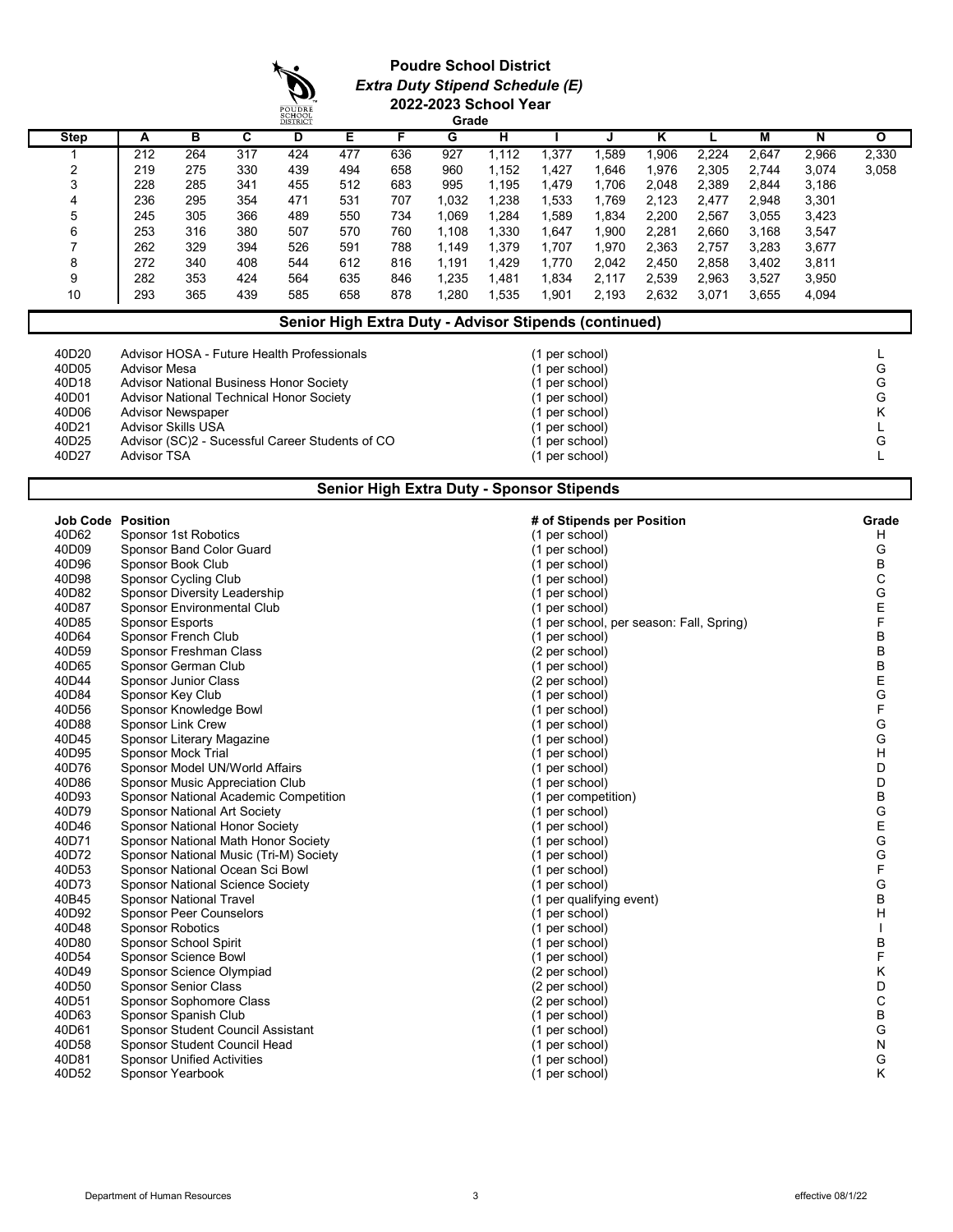# Poudre School District

## *Extra Duty Stipend Schedule (E)*

## 2022-2023 School Year

| Step | A | B | C | D | E | F | G | H | I | J | K | L | M | N | O |
|---|---|---|---|---|---|---|---|---|---|---|---|---|---|---|---|
| | | | | | | | Grade | | | | | | | | |
| 1 | 212 | 264 | 317 | 424 | 477 | 636 | 927 | 1,112 | 1,377 | 1,589 | 1,906 | 2,224 | 2,647 | 2,966 | 2,330 |
| 2 | 219 | 275 | 330 | 439 | 494 | 658 | 960 | 1,152 | 1,427 | 1,646 | 1,976 | 2,305 | 2,744 | 3,074 | 3,058 |
| 3 | 228 | 285 | 341 | 455 | 512 | 683 | 995 | 1,195 | 1,479 | 1,706 | 2,048 | 2,389 | 2,844 | 3,186 | |
| 4 | 236 | 295 | 354 | 471 | 531 | 707 | 1,032 | 1,238 | 1,533 | 1,769 | 2,123 | 2,477 | 2,948 | 3,301 | |
| 5 | 245 | 305 | 366 | 489 | 550 | 734 | 1,069 | 1,284 | 1,589 | 1,834 | 2,200 | 2,567 | 3,055 | 3,423 | |
| 6 | 253 | 316 | 380 | 507 | 570 | 760 | 1,108 | 1,330 | 1,647 | 1,900 | 2,281 | 2,660 | 3,168 | 3,547 | |
| 7 | 262 | 329 | 394 | 526 | 591 | 788 | 1,149 | 1,379 | 1,707 | 1,970 | 2,363 | 2,757 | 3,283 | 3,677 | |
| 8 | 272 | 340 | 408 | 544 | 612 | 816 | 1,191 | 1,429 | 1,770 | 2,042 | 2,450 | 2,858 | 3,402 | 3,811 | |
| 9 | 282 | 353 | 424 | 564 | 635 | 846 | 1,235 | 1,481 | 1,834 | 2,117 | 2,539 | 2,963 | 3,527 | 3,950 | |
| 10 | 293 | 365 | 439 | 585 | 658 | 878 | 1,280 | 1,535 | 1,901 | 2,193 | 2,632 | 3,071 | 3,655 | 4,094 | |

## Senior High Extra Duty - Advisor Stipends (continued)

| | | | |
|---|---|---|---|
| 40D20 | Advisor HOSA - Future Health Professionals | (1 per school) | L |
| 40D05 | Advisor Mesa | (1 per school) | G |
| 40D18 | Advisor National Business Honor Society | (1 per school) | G |
| 40D01 | Advisor National Technical Honor Society | (1 per school) | G |
| 40D06 | Advisor Newspaper | (1 per school) | K |
| 40D21 | Advisor Skills USA | (1 per school) | L |
| 40D25 | Advisor (SC)2 - Sucessful Career Students of CO | (1 per school) | G |
| 40D27 | Advisor TSA | (1 per school) | L |

## Senior High Extra Duty - Sponsor Stipends

| Job Code | Position | # of Stipends per Position | Grade |
|---|---|---|---|
| 40D62 | Sponsor 1st Robotics | (1 per school) | H |
| 40D09 | Sponsor Band Color Guard | (1 per school) | G |
| 40D96 | Sponsor Book Club | (1 per school) | B |
| 40D98 | Sponsor Cycling Club | (1 per school) | C |
| 40D82 | Sponsor Diversity Leadership | (1 per school) | G |
| 40D87 | Sponsor Environmental Club | (1 per school) | E |
| 40D85 | Sponsor Esports | (1 per school, per season: Fall, Spring) | F |
| 40D64 | Sponsor French Club | (1 per school) | B |
| 40D59 | Sponsor Freshman Class | (2 per school) | B |
| 40D65 | Sponsor German Club | (1 per school) | B |
| 40D44 | Sponsor Junior Class | (2 per school) | E |
| 40D84 | Sponsor Key Club | (1 per school) | G |
| 40D56 | Sponsor Knowledge Bowl | (1 per school) | F |
| 40D88 | Sponsor Link Crew | (1 per school) | G |
| 40D45 | Sponsor Literary Magazine | (1 per school) | G |
| 40D95 | Sponsor Mock Trial | (1 per school) | H |
| 40D76 | Sponsor Model UN/World Affairs | (1 per school) | D |
| 40D86 | Sponsor Music Appreciation Club | (1 per school) | D |
| 40D93 | Sponsor National Academic Competition | (1 per competition) | B |
| 40D79 | Sponsor National Art Society | (1 per school) | G |
| 40D46 | Sponsor National Honor Society | (1 per school) | E |
| 40D71 | Sponsor National Math Honor Society | (1 per school) | G |
| 40D72 | Sponsor National Music (Tri-M) Society | (1 per school) | G |
| 40D53 | Sponsor National Ocean Sci Bowl | (1 per school) | F |
| 40D73 | Sponsor National Science Society | (1 per school) | G |
| 40B45 | Sponsor National Travel | (1 per qualifying event) | B |
| 40D92 | Sponsor Peer Counselors | (1 per school) | H |
| 40D48 | Sponsor Robotics | (1 per school) | I |
| 40D80 | Sponsor School Spirit | (1 per school) | B |
| 40D54 | Sponsor Science Bowl | (1 per school) | F |
| 40D49 | Sponsor Science Olympiad | (2 per school) | K |
| 40D50 | Sponsor Senior Class | (2 per school) | D |
| 40D51 | Sponsor Sophomore Class | (2 per school) | C |
| 40D63 | Sponsor Spanish Club | (1 per school) | B |
| 40D61 | Sponsor Student Council Assistant | (1 per school) | G |
| 40D58 | Sponsor Student Council Head | (1 per school) | N |
| 40D81 | Sponsor Unified Activities | (1 per school) | G |
| 40D52 | Sponsor Yearbook | (1 per school) | K |